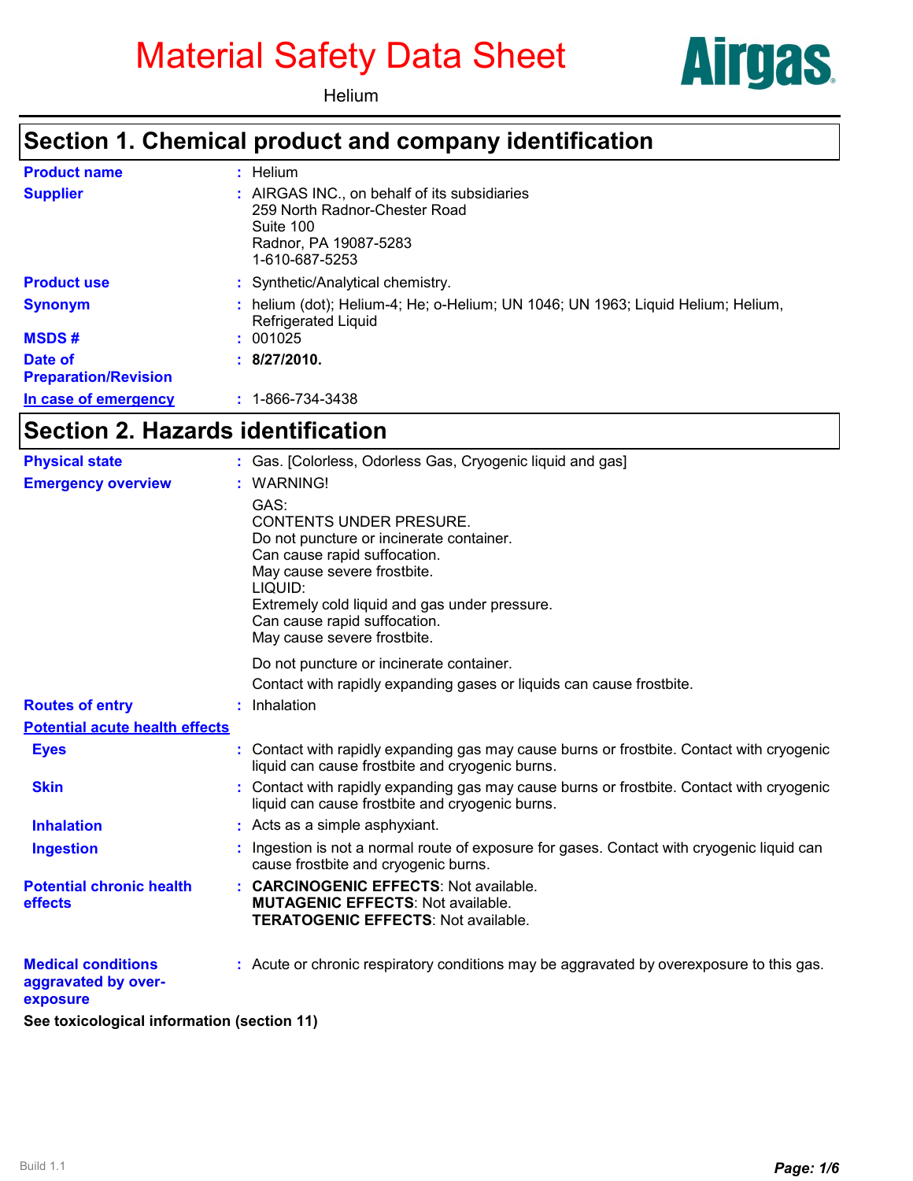# Material Safety Data Sheet

Helium

Airgas

## Section 1. Chemical product and company identification

| | |
|---|---|
| **Product name** | : Helium |
| **Supplier** | : AIRGAS INC., on behalf of its subsidiaries<br>259 North Radnor-Chester Road<br>Suite 100<br>Radnor, PA 19087-5283<br>1-610-687-5253 |
| **Product use** | : Synthetic/Analytical chemistry. |
| **Synonym** | : helium (dot); Helium-4; He; o-Helium; UN 1046; UN 1963; Liquid Helium; Helium, Refrigerated Liquid |
| **MSDS #** | : 001025 |
| **Date of Preparation/Revision** | : **8/27/2010.** |
| **In case of emergency** | : 1-866-734-3438 |

## Section 2. Hazards identification

**Physical state** : Gas. [Colorless, Odorless Gas, Cryogenic liquid and gas]

**Emergency overview** : WARNING!

GAS:
CONTENTS UNDER PRESURE.
Do not puncture or incinerate container.
Can cause rapid suffocation.
May cause severe frostbite.
LIQUID:
Extremely cold liquid and gas under pressure.
Can cause rapid suffocation.
May cause severe frostbite.

Do not puncture or incinerate container.

Contact with rapidly expanding gases or liquids can cause frostbite.

**Routes of entry** : Inhalation

**Potential acute health effects**

**Eyes** : Contact with rapidly expanding gas may cause burns or frostbite. Contact with cryogenic liquid can cause frostbite and cryogenic burns.

**Skin** : Contact with rapidly expanding gas may cause burns or frostbite. Contact with cryogenic liquid can cause frostbite and cryogenic burns.

**Inhalation** : Acts as a simple asphyxiant.

**Ingestion** : Ingestion is not a normal route of exposure for gases. Contact with cryogenic liquid can cause frostbite and cryogenic burns.

**Potential chronic health effects** : **CARCINOGENIC EFFECTS**: Not available.
**MUTAGENIC EFFECTS**: Not available.
**TERATOGENIC EFFECTS**: Not available.

**Medical conditions aggravated by over-exposure** : Acute or chronic respiratory conditions may be aggravated by overexposure to this gas.

**See toxicological information (section 11)**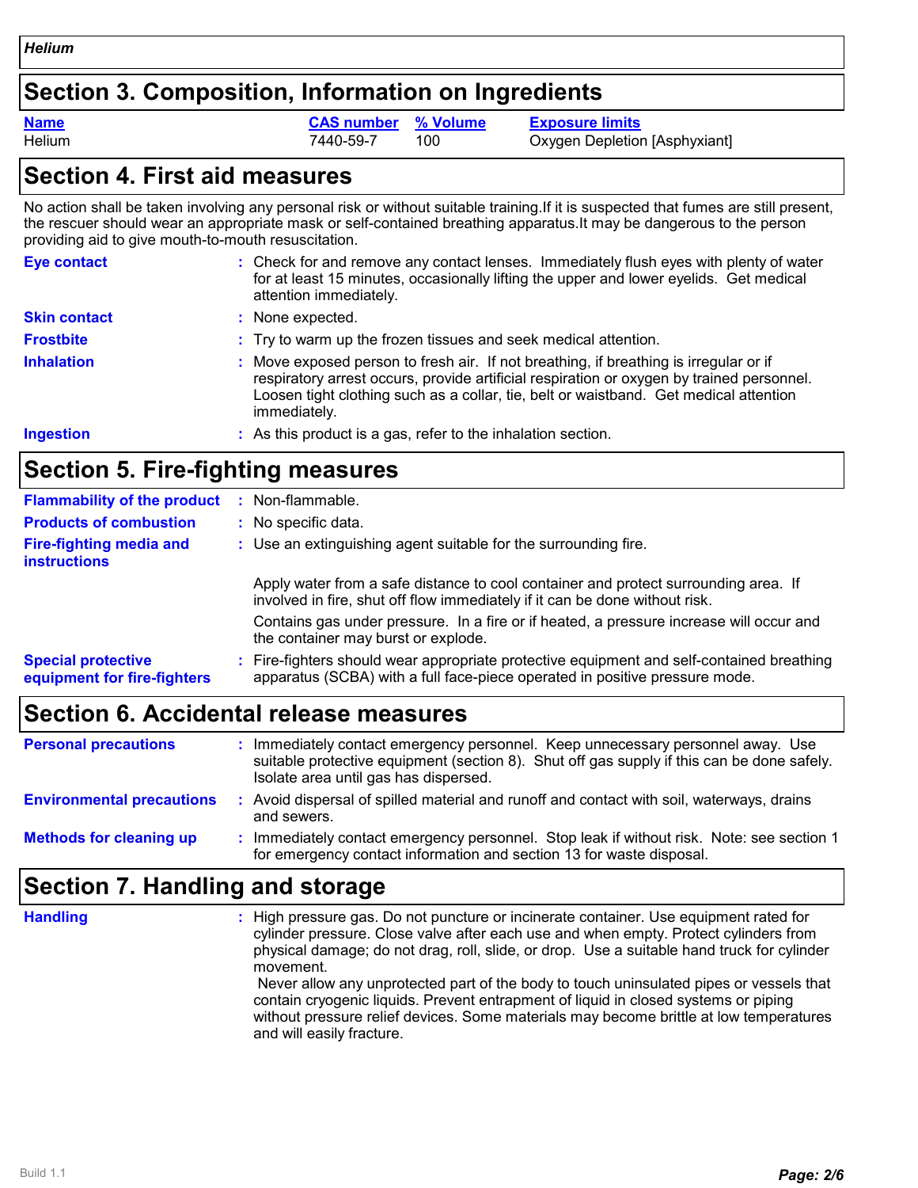## Section 3. Composition, Information on Ingredients

| Name | CAS number | % Volume | Exposure limits |
|---|---|---|---|
| Helium | 7440-59-7 | 100 | Oxygen Depletion [Asphyxiant] |

## Section 4. First aid measures

No action shall be taken involving any personal risk or without suitable training.If it is suspected that fumes are still present, the rescuer should wear an appropriate mask or self-contained breathing apparatus.It may be dangerous to the person providing aid to give mouth-to-mouth resuscitation.

**Eye contact** : Check for and remove any contact lenses. Immediately flush eyes with plenty of water for at least 15 minutes, occasionally lifting the upper and lower eyelids. Get medical attention immediately.

**Skin contact** : None expected.

**Frostbite** : Try to warm up the frozen tissues and seek medical attention.

**Inhalation** : Move exposed person to fresh air. If not breathing, if breathing is irregular or if respiratory arrest occurs, provide artificial respiration or oxygen by trained personnel. Loosen tight clothing such as a collar, tie, belt or waistband. Get medical attention immediately.

**Ingestion** : As this product is a gas, refer to the inhalation section.

## Section 5. Fire-fighting measures

**Flammability of the product** : Non-flammable.

**Products of combustion** : No specific data.

**Fire-fighting media and instructions** : Use an extinguishing agent suitable for the surrounding fire.

Apply water from a safe distance to cool container and protect surrounding area. If involved in fire, shut off flow immediately if it can be done without risk.

Contains gas under pressure. In a fire or if heated, a pressure increase will occur and the container may burst or explode.

**Special protective equipment for fire-fighters** : Fire-fighters should wear appropriate protective equipment and self-contained breathing apparatus (SCBA) with a full face-piece operated in positive pressure mode.

## Section 6. Accidental release measures

**Personal precautions** : Immediately contact emergency personnel. Keep unnecessary personnel away. Use suitable protective equipment (section 8). Shut off gas supply if this can be done safely. Isolate area until gas has dispersed.

**Environmental precautions** : Avoid dispersal of spilled material and runoff and contact with soil, waterways, drains and sewers.

**Methods for cleaning up** : Immediately contact emergency personnel. Stop leak if without risk. Note: see section 1 for emergency contact information and section 13 for waste disposal.

## Section 7. Handling and storage

**Handling** : High pressure gas. Do not puncture or incinerate container. Use equipment rated for cylinder pressure. Close valve after each use and when empty. Protect cylinders from physical damage; do not drag, roll, slide, or drop. Use a suitable hand truck for cylinder movement.

Never allow any unprotected part of the body to touch uninsulated pipes or vessels that contain cryogenic liquids. Prevent entrapment of liquid in closed systems or piping without pressure relief devices. Some materials may become brittle at low temperatures and will easily fracture.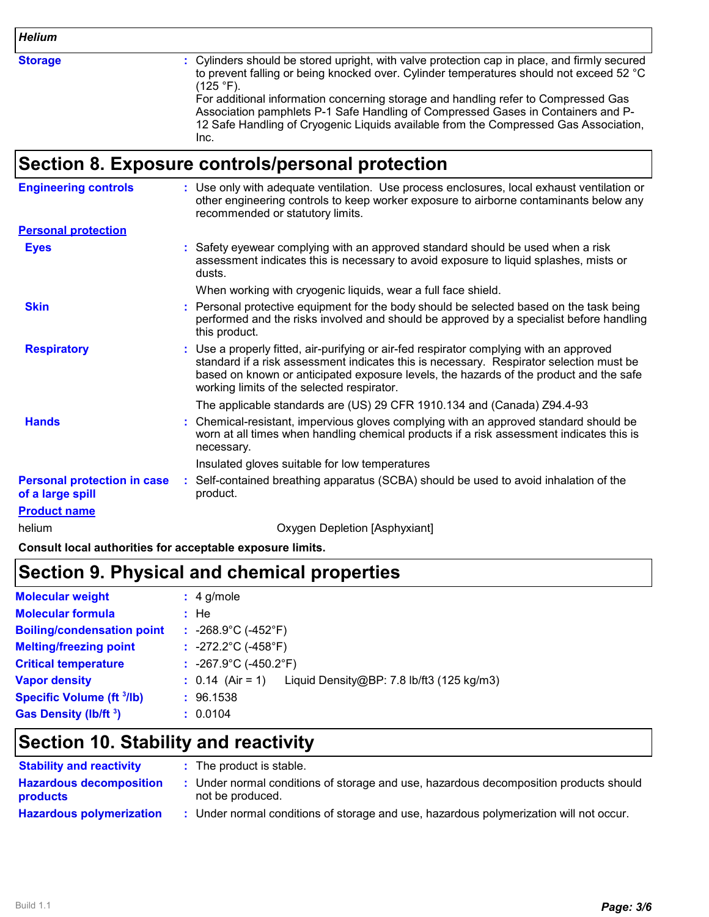| *Helium* | |
|---|---|
| **Storage** | : Cylinders should be stored upright, with valve protection cap in place, and firmly secured to prevent falling or being knocked over. Cylinder temperatures should not exceed 52 °C (125 °F). For additional information concerning storage and handling refer to Compressed Gas Association pamphlets P-1 Safe Handling of Compressed Gases in Containers and P-12 Safe Handling of Cryogenic Liquids available from the Compressed Gas Association, Inc. |

## Section 8. Exposure controls/personal protection

**Engineering controls** : Use only with adequate ventilation. Use process enclosures, local exhaust ventilation or other engineering controls to keep worker exposure to airborne contaminants below any recommended or statutory limits.

**Personal protection**

**Eyes** : Safety eyewear complying with an approved standard should be used when a risk assessment indicates this is necessary to avoid exposure to liquid splashes, mists or dusts.

When working with cryogenic liquids, wear a full face shield.

**Skin** : Personal protective equipment for the body should be selected based on the task being performed and the risks involved and should be approved by a specialist before handling this product.

**Respiratory** : Use a properly fitted, air-purifying or air-fed respirator complying with an approved standard if a risk assessment indicates this is necessary. Respirator selection must be based on known or anticipated exposure levels, the hazards of the product and the safe working limits of the selected respirator.

The applicable standards are (US) 29 CFR 1910.134 and (Canada) Z94.4-93

**Hands** : Chemical-resistant, impervious gloves complying with an approved standard should be worn at all times when handling chemical products if a risk assessment indicates this is necessary.

Insulated gloves suitable for low temperatures

**Personal protection in case of a large spill** : Self-contained breathing apparatus (SCBA) should be used to avoid inhalation of the product.

| **Product name** | |
|---|---|
| helium | Oxygen Depletion [Asphyxiant] |

**Consult local authorities for acceptable exposure limits.**

## Section 9. Physical and chemical properties

| | |
|---|---|
| **Molecular weight** | : 4 g/mole |
| **Molecular formula** | : He |
| **Boiling/condensation point** | : -268.9°C (-452°F) |
| **Melting/freezing point** | : -272.2°C (-458°F) |
| **Critical temperature** | : -267.9°C (-450.2°F) |
| **Vapor density** | : 0.14 (Air = 1) Liquid Density@BP: 7.8 lb/ft3 (125 kg/m3) |
| **Specific Volume ($ft^3$/lb)** | : 96.1538 |
| **Gas Density (lb/$ft^3$)** | : 0.0104 |

## Section 10. Stability and reactivity

| | |
|---|---|
| **Stability and reactivity** | : The product is stable. |
| **Hazardous decomposition products** | : Under normal conditions of storage and use, hazardous decomposition products should not be produced. |
| **Hazardous polymerization** | : Under normal conditions of storage and use, hazardous polymerization will not occur. |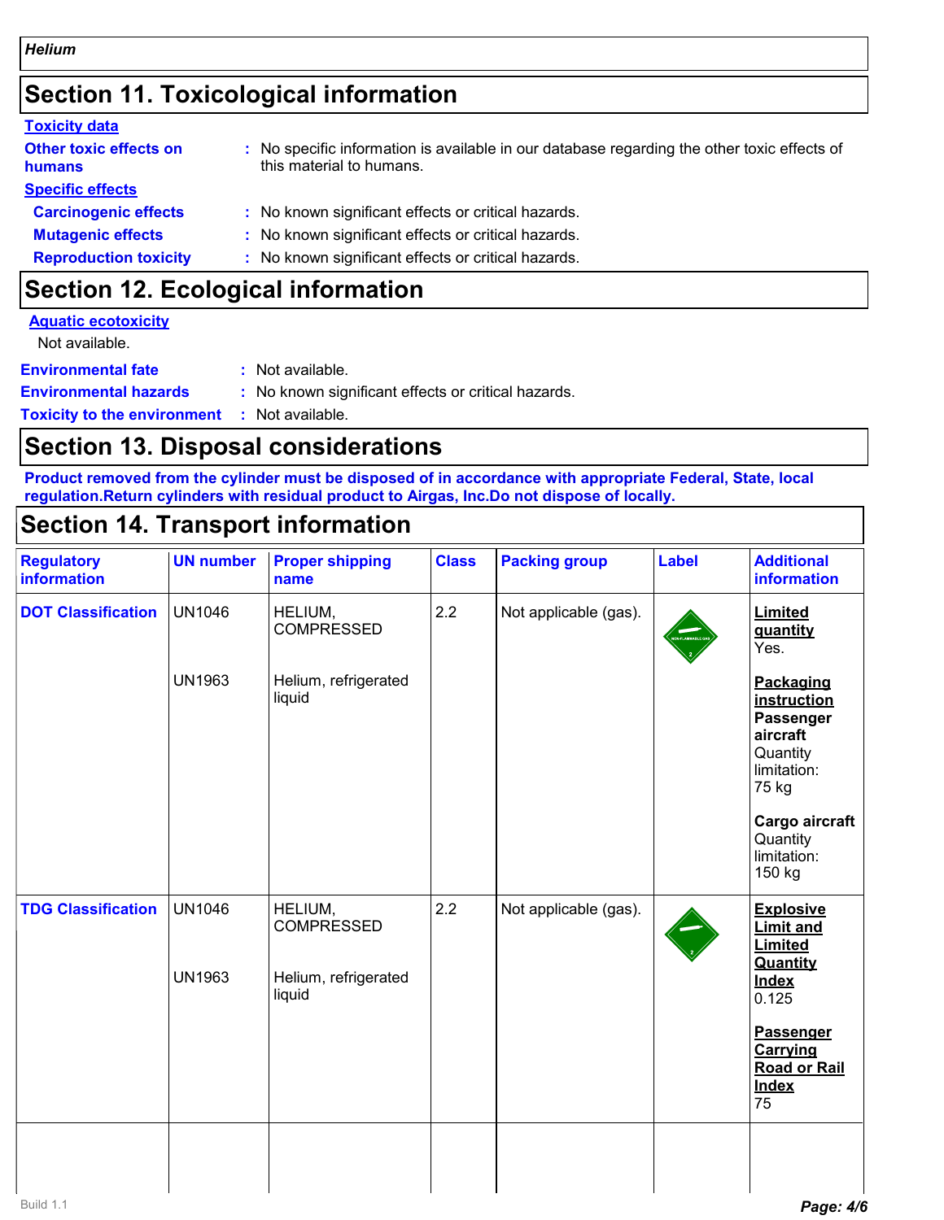*Helium*

## Section 11. Toxicological information

**Toxicity data**

**Other toxic effects on humans** : No specific information is available in our database regarding the other toxic effects of this material to humans.

**Specific effects**

**Carcinogenic effects** : No known significant effects or critical hazards.

**Mutagenic effects** : No known significant effects or critical hazards.

**Reproduction toxicity** : No known significant effects or critical hazards.

## Section 12. Ecological information

**Aquatic ecotoxicity**

Not available.

**Environmental fate** : Not available.

**Environmental hazards** : No known significant effects or critical hazards.

**Toxicity to the environment** : Not available.

## Section 13. Disposal considerations

**Product removed from the cylinder must be disposed of in accordance with appropriate Federal, State, local regulation.Return cylinders with residual product to Airgas, Inc.Do not dispose of locally.**

## Section 14. Transport information

| Regulatory information | UN number | Proper shipping name | Class | Packing group | Label | Additional information |
|---|---|---|---|---|---|---|
| **DOT Classification** | UN1046<br><br>UN1963 | HELIUM, COMPRESSED<br><br>Helium, refrigerated liquid | 2.2 | Not applicable (gas). | NON-FLAMMABLE GAS 2 | **Limited quantity** Yes.<br><br>**Packaging instruction**<br>**Passenger aircraft** Quantity limitation: 75 kg<br><br>**Cargo aircraft** Quantity limitation: 150 kg |
| **TDG Classification** | UN1046<br><br>UN1963 | HELIUM, COMPRESSED<br><br>Helium, refrigerated liquid | 2.2 | Not applicable (gas). | 2 | **Explosive Limit and Limited Quantity Index** 0.125<br><br>**Passenger Carrying Road or Rail Index** 75 |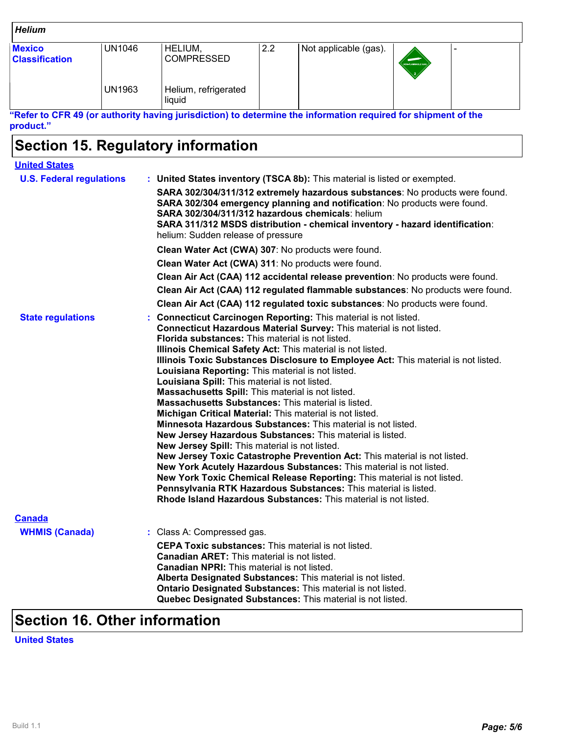| Helium | | | | | | |
|---|---|---|---|---|---|---|
| **Mexico Classification** | UN1046 | HELIUM, COMPRESSED | 2.2 | Not applicable (gas). | | - |
| | UN1963 | Helium, refrigerated liquid | | | | |

**"Refer to CFR 49 (or authority having jurisdiction) to determine the information required for shipment of the product."**

# Section 15. Regulatory information

## United States

**U.S. Federal regulations** : **United States inventory (TSCA 8b):** This material is listed or exempted.

**SARA 302/304/311/312 extremely hazardous substances**: No products were found.
**SARA 302/304 emergency planning and notification**: No products were found.
**SARA 302/304/311/312 hazardous chemicals**: helium
**SARA 311/312 MSDS distribution - chemical inventory - hazard identification**: helium: Sudden release of pressure

**Clean Water Act (CWA) 307**: No products were found.

**Clean Water Act (CWA) 311**: No products were found.

**Clean Air Act (CAA) 112 accidental release prevention**: No products were found.

**Clean Air Act (CAA) 112 regulated flammable substances**: No products were found.

**Clean Air Act (CAA) 112 regulated toxic substances**: No products were found.

**State regulations** : **Connecticut Carcinogen Reporting:** This material is not listed.
**Connecticut Hazardous Material Survey:** This material is not listed.
**Florida substances:** This material is not listed.
**Illinois Chemical Safety Act:** This material is not listed.
**Illinois Toxic Substances Disclosure to Employee Act:** This material is not listed.
**Louisiana Reporting:** This material is not listed.
**Louisiana Spill:** This material is not listed.
**Massachusetts Spill:** This material is not listed.
**Massachusetts Substances:** This material is listed.
**Michigan Critical Material:** This material is not listed.
**Minnesota Hazardous Substances:** This material is not listed.
**New Jersey Hazardous Substances:** This material is listed.
**New Jersey Spill:** This material is not listed.
**New Jersey Toxic Catastrophe Prevention Act:** This material is not listed.
**New York Acutely Hazardous Substances:** This material is not listed.
**New York Toxic Chemical Release Reporting:** This material is not listed.
**Pennsylvania RTK Hazardous Substances:** This material is listed.
**Rhode Island Hazardous Substances:** This material is not listed.

## Canada

**WHMIS (Canada)** : Class A: Compressed gas.

**CEPA Toxic substances:** This material is not listed.
**Canadian ARET:** This material is not listed.
**Canadian NPRI:** This material is not listed.
**Alberta Designated Substances:** This material is not listed.
**Ontario Designated Substances:** This material is not listed.
**Quebec Designated Substances:** This material is not listed.

# Section 16. Other information

## United States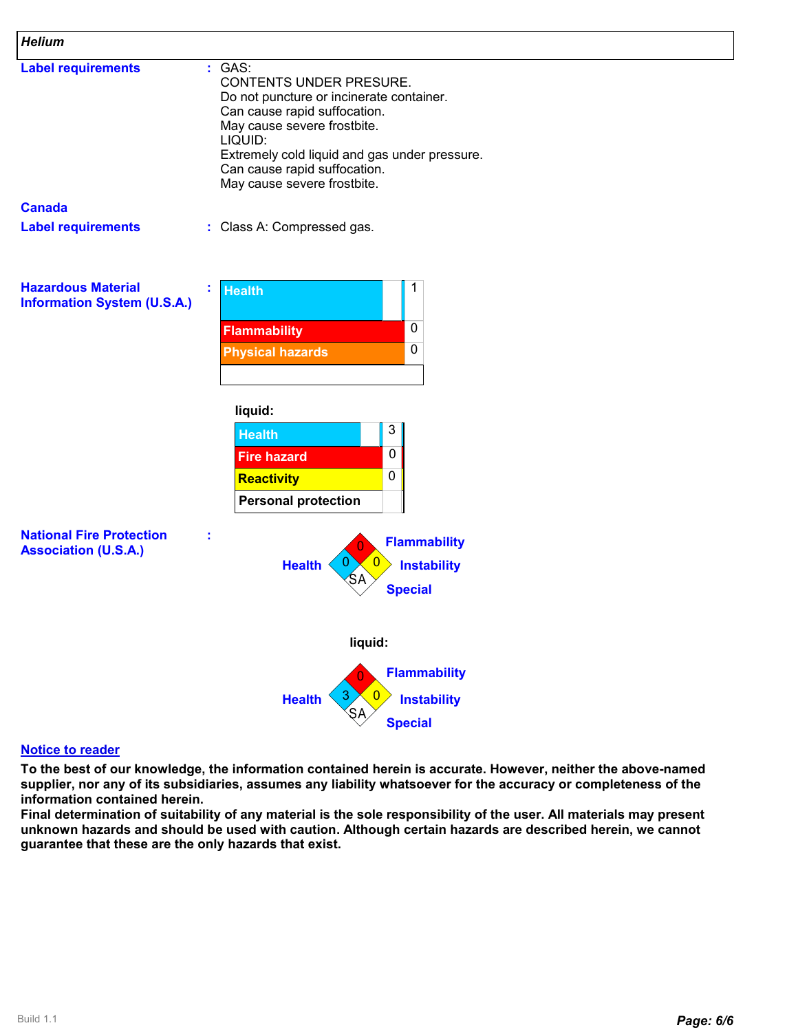| **Helium** |
| --- |

**Label requirements** : GAS:
CONTENTS UNDER PRESURE.
Do not puncture or incinerate container.
Can cause rapid suffocation.
May cause severe frostbite.
LIQUID:
Extremely cold liquid and gas under pressure.
Can cause rapid suffocation.
May cause severe frostbite.

**Canada**

**Label requirements** : Class A: Compressed gas.

**Hazardous Material Information System (U.S.A.)** :

| | |
| --- | --- |
| Health | 1 |
| Flammability | 0 |
| Physical hazards | 0 |
| | |

liquid:

| | |
| --- | --- |
| Health | 3 |
| Fire hazard | 0 |
| Reactivity | 0 |
| Personal protection | |

**National Fire Protection Association (U.S.A.)** :

Flammability 0
Health 0
Instability 0
Special SA

liquid:

Flammability 0
Health 3
Instability 0
Special SA

**Notice to reader**

**To the best of our knowledge, the information contained herein is accurate. However, neither the above-named supplier, nor any of its subsidiaries, assumes any liability whatsoever for the accuracy or completeness of the information contained herein.**
**Final determination of suitability of any material is the sole responsibility of the user. All materials may present unknown hazards and should be used with caution. Although certain hazards are described herein, we cannot guarantee that these are the only hazards that exist.**

Build 1.1